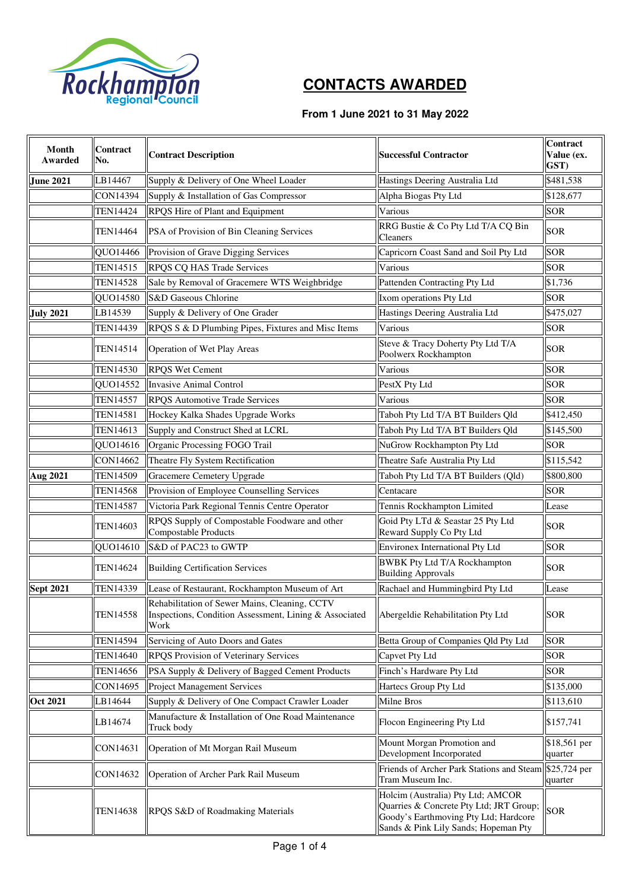Rockhampton Regional Council

# CONTACTS AWARDED

### From 1 June 2021 to 31 May 2022

| Month Awarded | Contract No. | Contract Description | Successful Contractor | Contract Value (ex. GST) |
|---|---|---|---|---|
| **June 2021** | LB14467 | Supply & Delivery of One Wheel Loader | Hastings Deering Australia Ltd | $481,538 |
| | CON14394 | Supply & Installation of Gas Compressor | Alpha Biogas Pty Ltd | $128,677 |
| | TEN14424 | RPQS Hire of Plant and Equipment | Various | SOR |
| | TEN14464 | PSA of Provision of Bin Cleaning Services | RRG Bustie & Co Pty Ltd T/A CQ Bin Cleaners | SOR |
| | QUO14466 | Provision of Grave Digging Services | Capricorn Coast Sand and Soil Pty Ltd | SOR |
| | TEN14515 | RPQS CQ HAS Trade Services | Various | SOR |
| | TEN14528 | Sale by Removal of Gracemere WTS Weighbridge | Pattenden Contracting Pty Ltd | $1,736 |
| | QUO14580 | S&D Gaseous Chlorine | Ixom operations Pty Ltd | SOR |
| **July 2021** | LB14539 | Supply & Delivery of One Grader | Hastings Deering Australia Ltd | $475,027 |
| | TEN14439 | RPQS S & D Plumbing Pipes, Fixtures and Misc Items | Various | SOR |
| | TEN14514 | Operation of Wet Play Areas | Steve & Tracy Doherty Pty Ltd T/A Poolwerx Rockhampton | SOR |
| | TEN14530 | RPQS Wet Cement | Various | SOR |
| | QUO14552 | Invasive Animal Control | PestX Pty Ltd | SOR |
| | TEN14557 | RPQS Automotive Trade Services | Various | SOR |
| | TEN14581 | Hockey Kalka Shades Upgrade Works | Taboh Pty Ltd T/A BT Builders Qld | $412,450 |
| | TEN14613 | Supply and Construct Shed at LCRL | Taboh Pty Ltd T/A BT Builders Qld | $145,500 |
| | QUO14616 | Organic Processing FOGO Trail | NuGrow Rockhampton Pty Ltd | SOR |
| | CON14662 | Theatre Fly System Rectification | Theatre Safe Australia Pty Ltd | $115,542 |
| **Aug 2021** | TEN14509 | Gracemere Cemetery Upgrade | Taboh Pty Ltd T/A BT Builders (Qld) | $800,800 |
| | TEN14568 | Provision of Employee Counselling Services | Centacare | SOR |
| | TEN14587 | Victoria Park Regional Tennis Centre Operator | Tennis Rockhampton Limited | Lease |
| | TEN14603 | RPQS Supply of Compostable Foodware and other Compostable Products | Goid Pty LTd & Seastar 25 Pty Ltd Reward Supply Co Pty Ltd | SOR |
| | QUO14610 | S&D of PAC23 to GWTP | Environex International Pty Ltd | SOR |
| | TEN14624 | Building Certification Services | BWBK Pty Ltd T/A Rockhampton Building Approvals | SOR |
| **Sept 2021** | TEN14339 | Lease of Restaurant, Rockhampton Museum of Art | Rachael and Hummingbird Pty Ltd | Lease |
| | TEN14558 | Rehabilitation of Sewer Mains, Cleaning, CCTV Inspections, Condition Assessment, Lining & Associated Work | Abergeldie Rehabilitation Pty Ltd | SOR |
| | TEN14594 | Servicing of Auto Doors and Gates | Betta Group of Companies Qld Pty Ltd | SOR |
| | TEN14640 | RPQS Provision of Veterinary Services | Capvet Pty Ltd | SOR |
| | TEN14656 | PSA Supply & Delivery of Bagged Cement Products | Finch's Hardware Pty Ltd | SOR |
| | CON14695 | Project Management Services | Hartecs Group Pty Ltd | $135,000 |
| **Oct 2021** | LB14644 | Supply & Delivery of One Compact Crawler Loader | Milne Bros | $113,610 |
| | LB14674 | Manufacture & Installation of One Road Maintenance Truck body | Flocon Engineering Pty Ltd | $157,741 |
| | CON14631 | Operation of Mt Morgan Rail Museum | Mount Morgan Promotion and Development Incorporated | $18,561 per quarter |
| | CON14632 | Operation of Archer Park Rail Museum | Friends of Archer Park Stations and Steam Tram Museum Inc. | $25,724 per quarter |
| | TEN14638 | RPQS S&D of Roadmaking Materials | Holcim (Australia) Pty Ltd; AMCOR Quarries & Concrete Pty Ltd; JRT Group; Goody's Earthmoving Pty Ltd; Hardcore Sands & Pink Lily Sands; Hopeman Pty | SOR |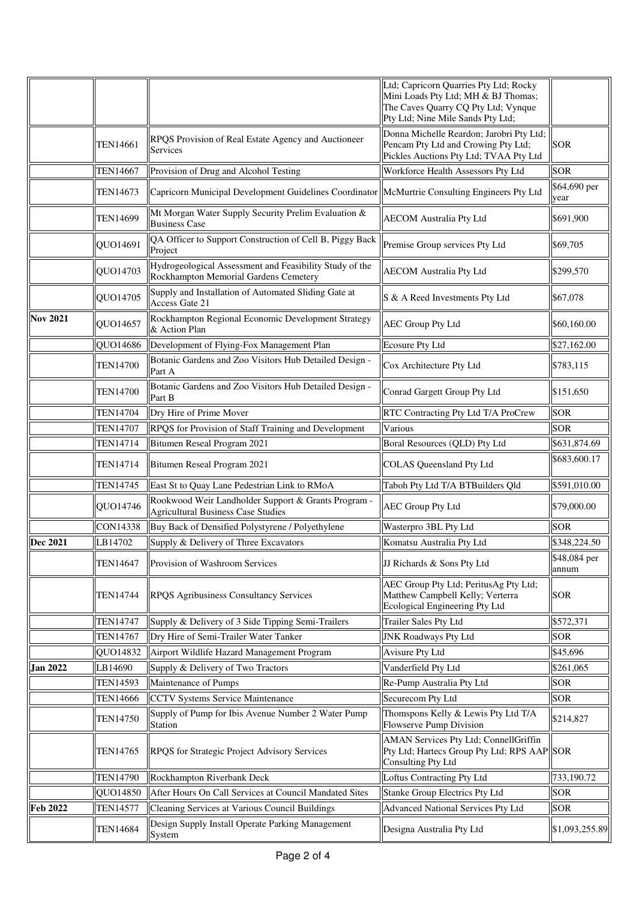| | | | | |
|---|---|---|---|---|
| | | | Ltd; Capricorn Quarries Pty Ltd; Rocky Mini Loads Pty Ltd; MH & BJ Thomas; The Caves Quarry CQ Pty Ltd; Vynque Pty Ltd; Nine Mile Sands Pty Ltd; | |
| | TEN14661 | RPQS Provision of Real Estate Agency and Auctioneer Services | Donna Michelle Reardon; Jarobri Pty Ltd; Pencam Pty Ltd and Crowing Pty Ltd; Pickles Auctions Pty Ltd; TVAA Pty Ltd | SOR |
| | TEN14667 | Provision of Drug and Alcohol Testing | Workforce Health Assessors Pty Ltd | SOR |
| | TEN14673 | Capricorn Municipal Development Guidelines Coordinator | McMurtrie Consulting Engineers Pty Ltd | $64,690 per year |
| | TEN14699 | Mt Morgan Water Supply Security Prelim Evaluation & Business Case | AECOM Australia Pty Ltd | $691,900 |
| | QUO14691 | QA Officer to Support Construction of Cell B, Piggy Back Project | Premise Group services Pty Ltd | $69,705 |
| | QUO14703 | Hydrogeological Assessment and Feasibility Study of the Rockhampton Memorial Gardens Cemetery | AECOM Australia Pty Ltd | $299,570 |
| | QUO14705 | Supply and Installation of Automated Sliding Gate at Access Gate 21 | S & A Reed Investments Pty Ltd | $67,078 |
| **Nov 2021** | QUO14657 | Rockhampton Regional Economic Development Strategy & Action Plan | AEC Group Pty Ltd | $60,160.00 |
| | QUO14686 | Development of Flying-Fox Management Plan | Ecosure Pty Ltd | $27,162.00 |
| | TEN14700 | Botanic Gardens and Zoo Visitors Hub Detailed Design - Part A | Cox Architecture Pty Ltd | $783,115 |
| | TEN14700 | Botanic Gardens and Zoo Visitors Hub Detailed Design - Part B | Conrad Gargett Group Pty Ltd | $151,650 |
| | TEN14704 | Dry Hire of Prime Mover | RTC Contracting Pty Ltd T/A ProCrew | SOR |
| | TEN14707 | RPQS for Provision of Staff Training and Development | Various | SOR |
| | TEN14714 | Bitumen Reseal Program 2021 | Boral Resources (QLD) Pty Ltd | $631,874.69 |
| | TEN14714 | Bitumen Reseal Program 2021 | COLAS Queensland Pty Ltd | $683,600.17 |
| | TEN14745 | East St to Quay Lane Pedestrian Link to RMoA | Taboh Pty Ltd T/A BTBuilders Qld | $591,010.00 |
| | QUO14746 | Rookwood Weir Landholder Support & Grants Program - Agricultural Business Case Studies | AEC Group Pty Ltd | $79,000.00 |
| | CON14338 | Buy Back of Densified Polystyrene / Polyethylene | Wasterpro 3BL Pty Ltd | SOR |
| **Dec 2021** | LB14702 | Supply & Delivery of Three Excavators | Komatsu Australia Pty Ltd | $348,224.50 |
| | TEN14647 | Provision of Washroom Services | JJ Richards & Sons Pty Ltd | $48,084 per annum |
| | TEN14744 | RPQS Agribusiness Consultancy Services | AEC Group Pty Ltd; PeritusAg Pty Ltd; Matthew Campbell Kelly; Verterra Ecological Engineering Pty Ltd | SOR |
| | TEN14747 | Supply & Delivery of 3 Side Tipping Semi-Trailers | Trailer Sales Pty Ltd | $572,371 |
| | TEN14767 | Dry Hire of Semi-Trailer Water Tanker | JNK Roadways Pty Ltd | SOR |
| | QUO14832 | Airport Wildlife Hazard Management Program | Avisure Pty Ltd | $45,696 |
| **Jan 2022** | LB14690 | Supply & Delivery of Two Tractors | Vanderfield Pty Ltd | $261,065 |
| | TEN14593 | Maintenance of Pumps | Re-Pump Australia Pty Ltd | SOR |
| | TEN14666 | CCTV Systems Service Maintenance | Securecom Pty Ltd | SOR |
| | TEN14750 | Supply of Pump for Ibis Avenue Number 2 Water Pump Station | Thomspons Kelly & Lewis Pty Ltd T/A Flowserve Pump Division | $214,827 |
| | TEN14765 | RPQS for Strategic Project Advisory Services | AMAN Services Pty Ltd; ConnellGriffin Pty Ltd; Hartecs Group Pty Ltd; RPS AAP Consulting Pty Ltd | SOR |
| | TEN14790 | Rockhampton Riverbank Deck | Loftus Contracting Pty Ltd | 733,190.72 |
| | QUO14850 | After Hours On Call Services at Council Mandated Sites | Stanke Group Electrics Pty Ltd | SOR |
| **Feb 2022** | TEN14577 | Cleaning Services at Various Council Buildings | Advanced National Services Pty Ltd | SOR |
| | TEN14684 | Design Supply Install Operate Parking Management System | Designa Australia Pty Ltd | $1,093,255.89 |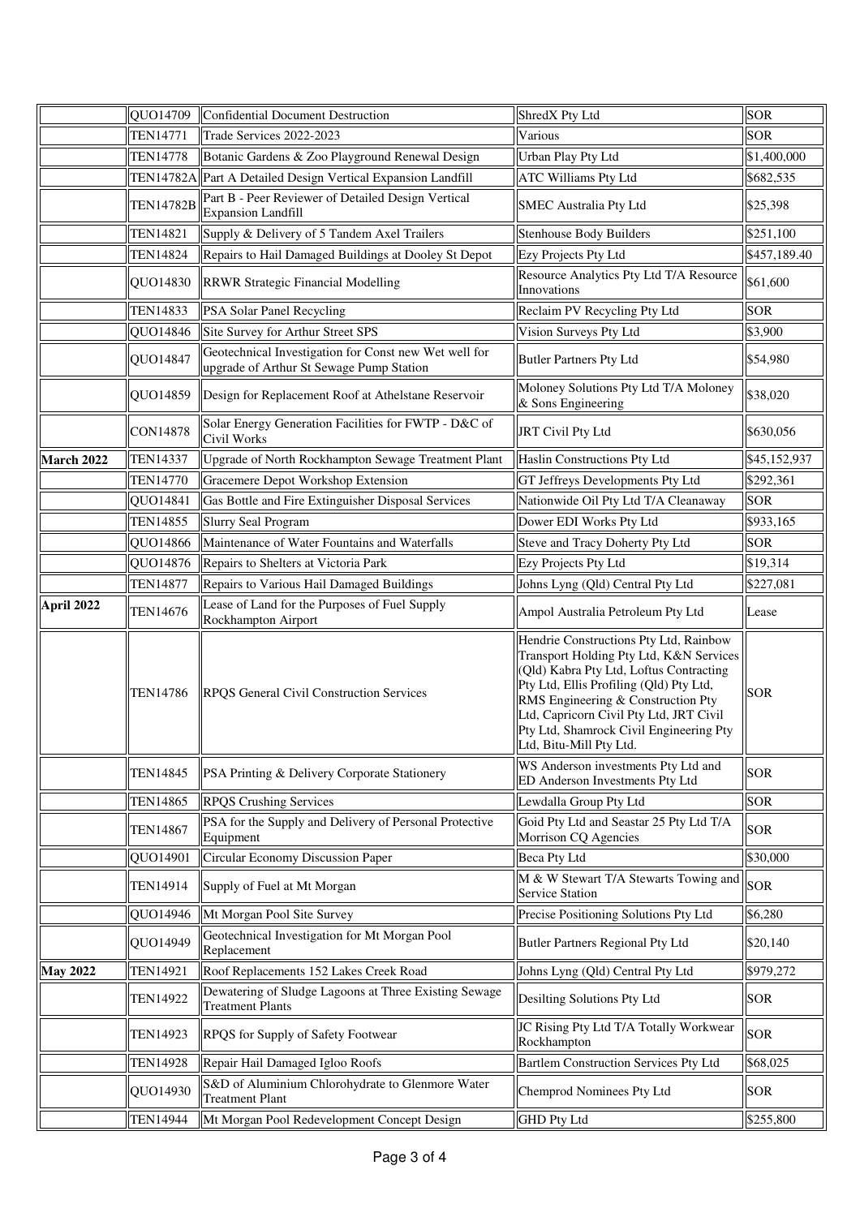| | | | | |
|---|---|---|---|---|
| | QUO14709 | Confidential Document Destruction | ShredX Pty Ltd | SOR |
| | TEN14771 | Trade Services 2022-2023 | Various | SOR |
| | TEN14778 | Botanic Gardens & Zoo Playground Renewal Design | Urban Play Pty Ltd | $1,400,000 |
| | TEN14782A | Part A Detailed Design Vertical Expansion Landfill | ATC Williams Pty Ltd | $682,535 |
| | TEN14782B | Part B - Peer Reviewer of Detailed Design Vertical Expansion Landfill | SMEC Australia Pty Ltd | $25,398 |
| | TEN14821 | Supply & Delivery of 5 Tandem Axel Trailers | Stenhouse Body Builders | $251,100 |
| | TEN14824 | Repairs to Hail Damaged Buildings at Dooley St Depot | Ezy Projects Pty Ltd | $457,189.40 |
| | QUO14830 | RRWR Strategic Financial Modelling | Resource Analytics Pty Ltd T/A Resource Innovations | $61,600 |
| | TEN14833 | PSA Solar Panel Recycling | Reclaim PV Recycling Pty Ltd | SOR |
| | QUO14846 | Site Survey for Arthur Street SPS | Vision Surveys Pty Ltd | $3,900 |
| | QUO14847 | Geotechnical Investigation for Const new Wet well for upgrade of Arthur St Sewage Pump Station | Butler Partners Pty Ltd | $54,980 |
| | QUO14859 | Design for Replacement Roof at Athelstane Reservoir | Moloney Solutions Pty Ltd T/A Moloney & Sons Engineering | $38,020 |
| | CON14878 | Solar Energy Generation Facilities for FWTP - D&C of Civil Works | JRT Civil Pty Ltd | $630,056 |
| **March 2022** | TEN14337 | Upgrade of North Rockhampton Sewage Treatment Plant | Haslin Constructions Pty Ltd | $45,152,937 |
| | TEN14770 | Gracemere Depot Workshop Extension | GT Jeffreys Developments Pty Ltd | $292,361 |
| | QUO14841 | Gas Bottle and Fire Extinguisher Disposal Services | Nationwide Oil Pty Ltd T/A Cleanaway | SOR |
| | TEN14855 | Slurry Seal Program | Dower EDI Works Pty Ltd | $933,165 |
| | QUO14866 | Maintenance of Water Fountains and Waterfalls | Steve and Tracy Doherty Pty Ltd | SOR |
| | QUO14876 | Repairs to Shelters at Victoria Park | Ezy Projects Pty Ltd | $19,314 |
| | TEN14877 | Repairs to Various Hail Damaged Buildings | Johns Lyng (Qld) Central Pty Ltd | $227,081 |
| **April 2022** | TEN14676 | Lease of Land for the Purposes of Fuel Supply Rockhampton Airport | Ampol Australia Petroleum Pty Ltd | Lease |
| | TEN14786 | RPQS General Civil Construction Services | Hendrie Constructions Pty Ltd, Rainbow Transport Holding Pty Ltd, K&N Services (Qld) Kabra Pty Ltd, Loftus Contracting Pty Ltd, Ellis Profiling (Qld) Pty Ltd, RMS Engineering & Construction Pty Ltd, Capricorn Civil Pty Ltd, JRT Civil Pty Ltd, Shamrock Civil Engineering Pty Ltd, Bitu-Mill Pty Ltd. | SOR |
| | TEN14845 | PSA Printing & Delivery Corporate Stationery | WS Anderson investments Pty Ltd and ED Anderson Investments Pty Ltd | SOR |
| | TEN14865 | RPQS Crushing Services | Lewdalla Group Pty Ltd | SOR |
| | TEN14867 | PSA for the Supply and Delivery of Personal Protective Equipment | Goid Pty Ltd and Seastar 25 Pty Ltd T/A Morrison CQ Agencies | SOR |
| | QUO14901 | Circular Economy Discussion Paper | Beca Pty Ltd | $30,000 |
| | TEN14914 | Supply of Fuel at Mt Morgan | M & W Stewart T/A Stewarts Towing and Service Station | SOR |
| | QUO14946 | Mt Morgan Pool Site Survey | Precise Positioning Solutions Pty Ltd | $6,280 |
| | QUO14949 | Geotechnical Investigation for Mt Morgan Pool Replacement | Butler Partners Regional Pty Ltd | $20,140 |
| **May 2022** | TEN14921 | Roof Replacements 152 Lakes Creek Road | Johns Lyng (Qld) Central Pty Ltd | $979,272 |
| | TEN14922 | Dewatering of Sludge Lagoons at Three Existing Sewage Treatment Plants | Desilting Solutions Pty Ltd | SOR |
| | TEN14923 | RPQS for Supply of Safety Footwear | JC Rising Pty Ltd T/A Totally Workwear Rockhampton | SOR |
| | TEN14928 | Repair Hail Damaged Igloo Roofs | Bartlem Construction Services Pty Ltd | $68,025 |
| | QUO14930 | S&D of Aluminium Chlorohydrate to Glenmore Water Treatment Plant | Chemprod Nominees Pty Ltd | SOR |
| | TEN14944 | Mt Morgan Pool Redevelopment Concept Design | GHD Pty Ltd | $255,800 |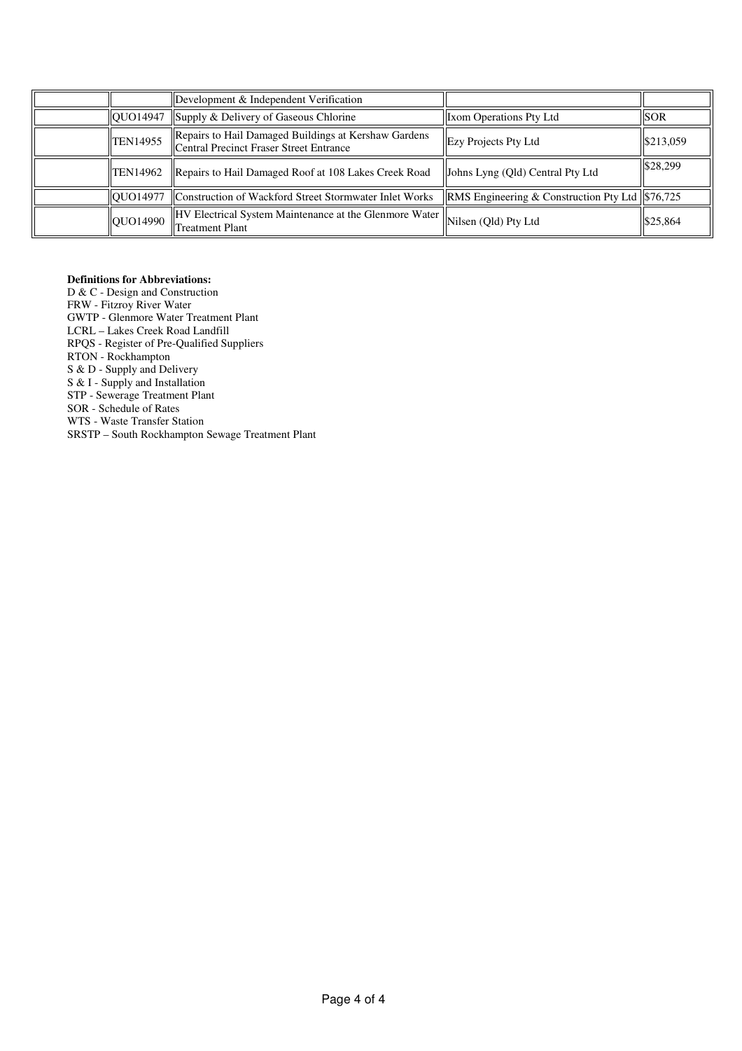| | | | | |
|---|---|---|---|---|
| | | Development & Independent Verification | | |
| | QUO14947 | Supply & Delivery of Gaseous Chlorine | Ixom Operations Pty Ltd | SOR |
| | TEN14955 | Repairs to Hail Damaged Buildings at Kershaw Gardens Central Precinct Fraser Street Entrance | Ezy Projects Pty Ltd | $213,059 |
| | TEN14962 | Repairs to Hail Damaged Roof at 108 Lakes Creek Road | Johns Lyng (Qld) Central Pty Ltd | $28,299 |
| | QUO14977 | Construction of Wackford Street Stormwater Inlet Works | RMS Engineering & Construction Pty Ltd | $76,725 |
| | QUO14990 | HV Electrical System Maintenance at the Glenmore Water Treatment Plant | Nilsen (Qld) Pty Ltd | $25,864 |

**Definitions for Abbreviations:**

D & C - Design and Construction
FRW - Fitzroy River Water
GWTP - Glenmore Water Treatment Plant
LCRL – Lakes Creek Road Landfill
RPQS - Register of Pre-Qualified Suppliers
RTON - Rockhampton
S & D - Supply and Delivery
S & I - Supply and Installation
STP - Sewerage Treatment Plant
SOR - Schedule of Rates
WTS - Waste Transfer Station
SRSTP – South Rockhampton Sewage Treatment Plant